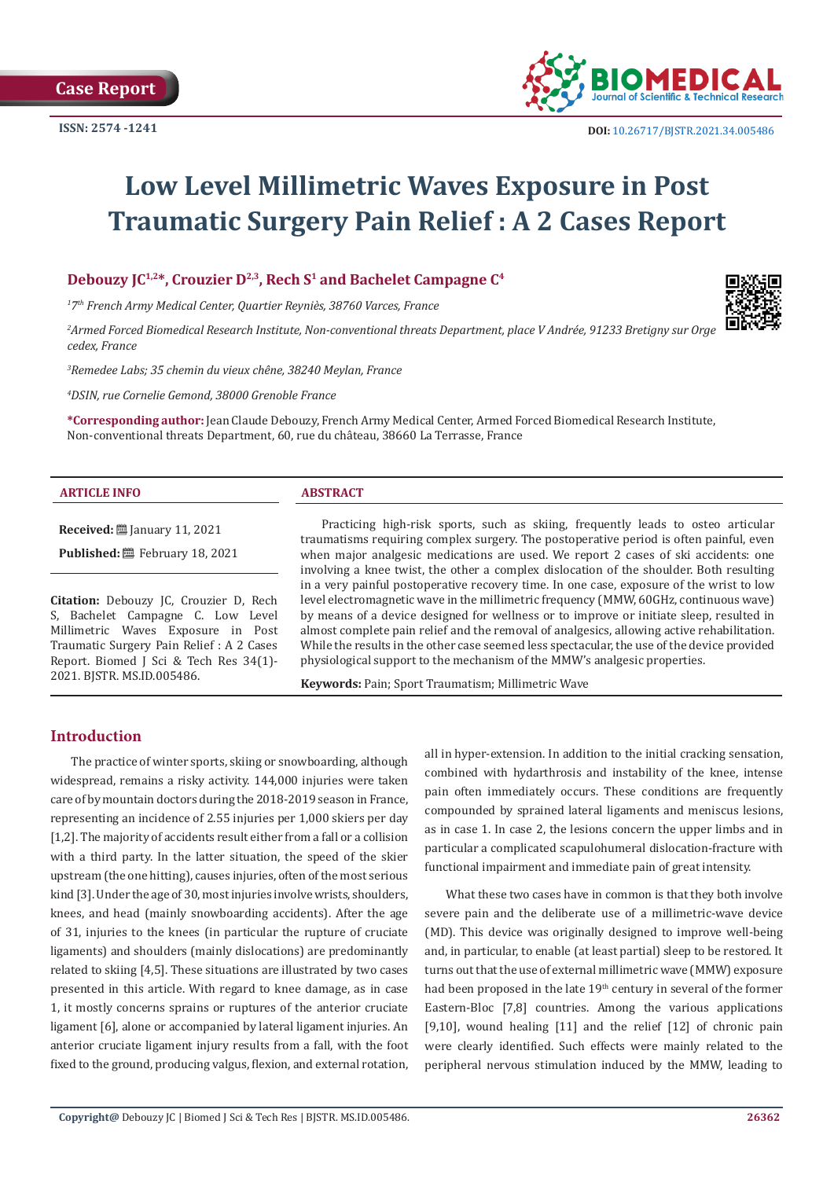Case Report

ISSN: 2574 -1241

DOI: 10.26717/BJSTR.2021.34.005486

# Low Level Millimetric Waves Exposure in Post Traumatic Surgery Pain Relief : A 2 Cases Report

**Debouzy JC[1,2]*, Crouzier D[2,3], Rech S[1] and Bachelet Campagne C[4]**

*[1]7th French Army Medical Center, Quartier Reyniès, 38760 Varces, France*

*[2]Armed Forced Biomedical Research Institute, Non-conventional threats Department, place V Andrée, 91233 Bretigny sur Orge cedex, France*

*[3]Remedee Labs; 35 chemin du vieux chêne, 38240 Meylan, France*

*[4]DSIN, rue Cornelie Gemond, 38000 Grenoble France*

***Corresponding author:** Jean Claude Debouzy, French Army Medical Center, Armed Forced Biomedical Research Institute, Non-conventional threats Department, 60, rue du château, 38660 La Terrasse, France

## ARTICLE INFO

**Received:** January 11, 2021

**Published:** February 18, 2021

**Citation:** Debouzy JC, Crouzier D, Rech S, Bachelet Campagne C. Low Level Millimetric Waves Exposure in Post Traumatic Surgery Pain Relief : A 2 Cases Report. Biomed J Sci & Tech Res 34(1)-2021. BJSTR. MS.ID.005486.

## ABSTRACT

Practicing high-risk sports, such as skiing, frequently leads to osteo articular traumatisms requiring complex surgery. The postoperative period is often painful, even when major analgesic medications are used. We report 2 cases of ski accidents: one involving a knee twist, the other a complex dislocation of the shoulder. Both resulting in a very painful postoperative recovery time. In one case, exposure of the wrist to low level electromagnetic wave in the millimetric frequency (MMW, 60GHz, continuous wave) by means of a device designed for wellness or to improve or initiate sleep, resulted in almost complete pain relief and the removal of analgesics, allowing active rehabilitation. While the results in the other case seemed less spectacular, the use of the device provided physiological support to the mechanism of the MMW's analgesic properties.

**Keywords:** Pain; Sport Traumatism; Millimetric Wave

## Introduction

The practice of winter sports, skiing or snowboarding, although widespread, remains a risky activity. 144,000 injuries were taken care of by mountain doctors during the 2018-2019 season in France, representing an incidence of 2.55 injuries per 1,000 skiers per day [1,2]. The majority of accidents result either from a fall or a collision with a third party. In the latter situation, the speed of the skier upstream (the one hitting), causes injuries, often of the most serious kind [3]. Under the age of 30, most injuries involve wrists, shoulders, knees, and head (mainly snowboarding accidents). After the age of 31, injuries to the knees (in particular the rupture of cruciate ligaments) and shoulders (mainly dislocations) are predominantly related to skiing [4,5]. These situations are illustrated by two cases presented in this article. With regard to knee damage, as in case 1, it mostly concerns sprains or ruptures of the anterior cruciate ligament [6], alone or accompanied by lateral ligament injuries. An anterior cruciate ligament injury results from a fall, with the foot fixed to the ground, producing valgus, flexion, and external rotation, all in hyper-extension. In addition to the initial cracking sensation, combined with hydarthrosis and instability of the knee, intense pain often immediately occurs. These conditions are frequently compounded by sprained lateral ligaments and meniscus lesions, as in case 1. In case 2, the lesions concern the upper limbs and in particular a complicated scapulohumeral dislocation-fracture with functional impairment and immediate pain of great intensity.

What these two cases have in common is that they both involve severe pain and the deliberate use of a millimetric-wave device (MD). This device was originally designed to improve well-being and, in particular, to enable (at least partial) sleep to be restored. It turns out that the use of external millimetric wave (MMW) exposure had been proposed in the late 19th century in several of the former Eastern-Bloc [7,8] countries. Among the various applications [9,10], wound healing [11] and the relief [12] of chronic pain were clearly identified. Such effects were mainly related to the peripheral nervous stimulation induced by the MMW, leading to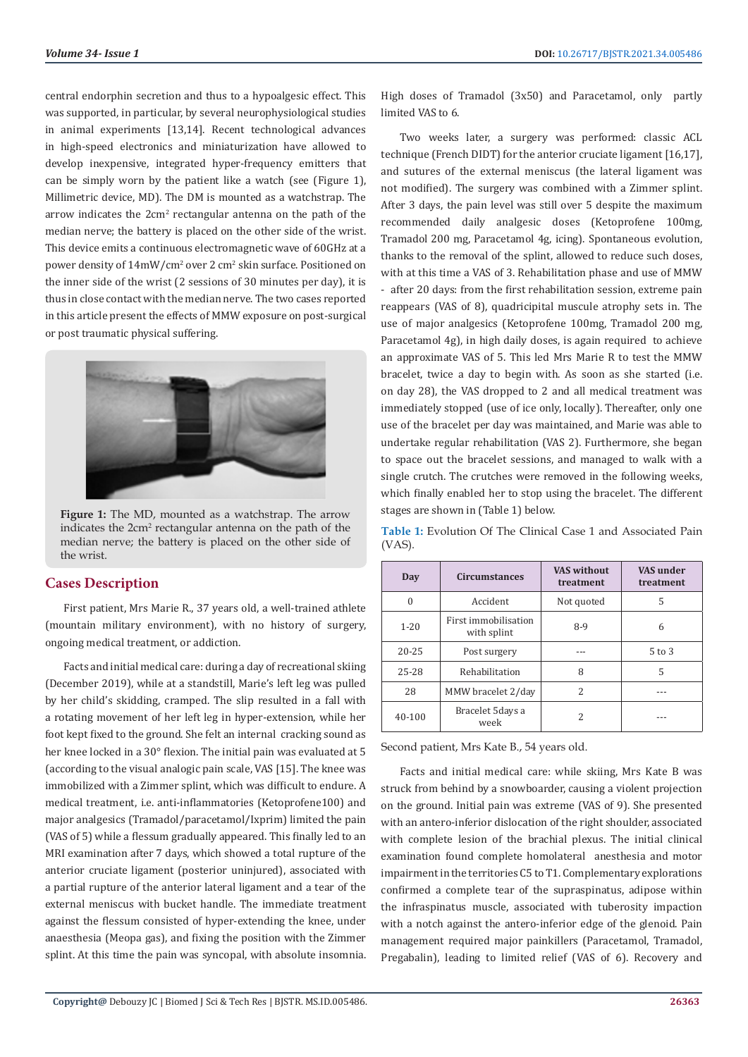central endorphin secretion and thus to a hypoalgesic effect. This was supported, in particular, by several neurophysiological studies in animal experiments [13,14]. Recent technological advances in high-speed electronics and miniaturization have allowed to develop inexpensive, integrated hyper-frequency emitters that can be simply worn by the patient like a watch (see (Figure 1), Millimetric device, MD). The DM is mounted as a watchstrap. The arrow indicates the 2cm² rectangular antenna on the path of the median nerve; the battery is placed on the other side of the wrist. This device emits a continuous electromagnetic wave of 60GHz at a power density of 14mW/cm² over 2 cm² skin surface. Positioned on the inner side of the wrist (2 sessions of 30 minutes per day), it is thus in close contact with the median nerve. The two cases reported in this article present the effects of MMW exposure on post-surgical or post traumatic physical suffering.

**Figure 1:** The MD, mounted as a watchstrap. The arrow indicates the 2cm² rectangular antenna on the path of the median nerve; the battery is placed on the other side of the wrist.

## Cases Description

First patient, Mrs Marie R., 37 years old, a well-trained athlete (mountain military environment), with no history of surgery, ongoing medical treatment, or addiction.

Facts and initial medical care: during a day of recreational skiing (December 2019), while at a standstill, Marie's left leg was pulled by her child's skidding, cramped. The slip resulted in a fall with a rotating movement of her left leg in hyper-extension, while her foot kept fixed to the ground. She felt an internal cracking sound as her knee locked in a 30° flexion. The initial pain was evaluated at 5 (according to the visual analogic pain scale, VAS [15]. The knee was immobilized with a Zimmer splint, which was difficult to endure. A medical treatment, i.e. anti-inflammatories (Ketoprofene100) and major analgesics (Tramadol/paracetamol/Ixprim) limited the pain (VAS of 5) while a flessum gradually appeared. This finally led to an MRI examination after 7 days, which showed a total rupture of the anterior cruciate ligament (posterior uninjured), associated with a partial rupture of the anterior lateral ligament and a tear of the external meniscus with bucket handle. The immediate treatment against the flessum consisted of hyper-extending the knee, under anaesthesia (Meopa gas), and fixing the position with the Zimmer splint. At this time the pain was syncopal, with absolute insomnia. High doses of Tramadol (3x50) and Paracetamol, only partly limited VAS to 6.

Two weeks later, a surgery was performed: classic ACL technique (French DIDT) for the anterior cruciate ligament [16,17], and sutures of the external meniscus (the lateral ligament was not modified). The surgery was combined with a Zimmer splint. After 3 days, the pain level was still over 5 despite the maximum recommended daily analgesic doses (Ketoprofene 100mg, Tramadol 200 mg, Paracetamol 4g, icing). Spontaneous evolution, thanks to the removal of the splint, allowed to reduce such doses, with at this time a VAS of 3. Rehabilitation phase and use of MMW - after 20 days: from the first rehabilitation session, extreme pain reappears (VAS of 8), quadricipital muscule atrophy sets in. The use of major analgesics (Ketoprofene 100mg, Tramadol 200 mg, Paracetamol 4g), in high daily doses, is again required to achieve an approximate VAS of 5. This led Mrs Marie R to test the MMW bracelet, twice a day to begin with. As soon as she started (i.e. on day 28), the VAS dropped to 2 and all medical treatment was immediately stopped (use of ice only, locally). Thereafter, only one use of the bracelet per day was maintained, and Marie was able to undertake regular rehabilitation (VAS 2). Furthermore, she began to space out the bracelet sessions, and managed to walk with a single crutch. The crutches were removed in the following weeks, which finally enabled her to stop using the bracelet. The different stages are shown in (Table 1) below.

**Table 1:** Evolution Of The Clinical Case 1 and Associated Pain (VAS).

| Day | Circumstances | VAS without treatment | VAS under treatment |
|---|---|---|---|
| 0 | Accident | Not quoted | 5 |
| 1-20 | First immobilisation with splint | 8-9 | 6 |
| 20-25 | Post surgery | --- | 5 to 3 |
| 25-28 | Rehabilitation | 8 | 5 |
| 28 | MMW bracelet 2/day | 2 | --- |
| 40-100 | Bracelet 5days a week | 2 | --- |

Second patient, Mrs Kate B., 54 years old.

Facts and initial medical care: while skiing, Mrs Kate B was struck from behind by a snowboarder, causing a violent projection on the ground. Initial pain was extreme (VAS of 9). She presented with an antero-inferior dislocation of the right shoulder, associated with complete lesion of the brachial plexus. The initial clinical examination found complete homolateral anesthesia and motor impairment in the territories C5 to T1. Complementary explorations confirmed a complete tear of the supraspinatus, adipose within the infraspinatus muscle, associated with tuberosity impaction with a notch against the antero-inferior edge of the glenoid. Pain management required major painkillers (Paracetamol, Tramadol, Pregabalin), leading to limited relief (VAS of 6). Recovery and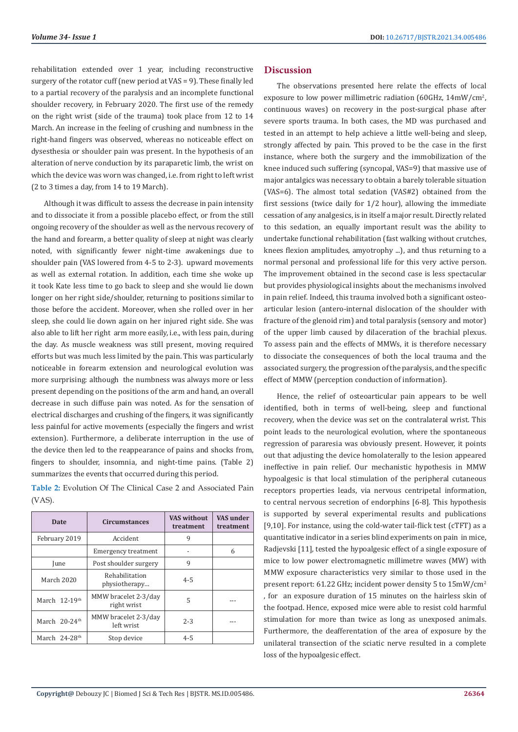rehabilitation extended over 1 year, including reconstructive surgery of the rotator cuff (new period at VAS = 9). These finally led to a partial recovery of the paralysis and an incomplete functional shoulder recovery, in February 2020. The first use of the remedy on the right wrist (side of the trauma) took place from 12 to 14 March. An increase in the feeling of crushing and numbness in the right-hand fingers was observed, whereas no noticeable effect on dysesthesia or shoulder pain was present. In the hypothesis of an alteration of nerve conduction by its paraparetic limb, the wrist on which the device was worn was changed, i.e. from right to left wrist (2 to 3 times a day, from 14 to 19 March).

Although it was difficult to assess the decrease in pain intensity and to dissociate it from a possible placebo effect, or from the still ongoing recovery of the shoulder as well as the nervous recovery of the hand and forearm, a better quality of sleep at night was clearly noted, with significantly fewer night-time awakenings due to shoulder pain (VAS lowered from 4-5 to 2-3). upward movements as well as external rotation. In addition, each time she woke up it took Kate less time to go back to sleep and she would lie down longer on her right side/shoulder, returning to positions similar to those before the accident. Moreover, when she rolled over in her sleep, she could lie down again on her injured right side. She was also able to lift her right arm more easily, i.e., with less pain, during the day. As muscle weakness was still present, moving required efforts but was much less limited by the pain. This was particularly noticeable in forearm extension and neurological evolution was more surprising: although the numbness was always more or less present depending on the positions of the arm and hand, an overall decrease in such diffuse pain was noted. As for the sensation of electrical discharges and crushing of the fingers, it was significantly less painful for active movements (especially the fingers and wrist extension). Furthermore, a deliberate interruption in the use of the device then led to the reappearance of pains and shocks from, fingers to shoulder, insomnia, and night-time pains. (Table 2) summarizes the events that occurred during this period.

**Table 2:** Evolution Of The Clinical Case 2 and Associated Pain (VAS).

| Date | Circumstances | VAS without treatment | VAS under treatment |
|---|---|---|---|
| February 2019 | Accident | 9 | |
| | Emergency treatment | - | 6 |
| June | Post shoulder surgery | 9 | |
| March 2020 | Rehabilitation physiotherapy... | 4-5 | |
| March 12-19th | MMW bracelet 2-3/day right wrist | 5 | --- |
| March 20-24th | MMW bracelet 2-3/day left wrist | 2-3 | --- |
| March 24-28th | Stop device | 4-5 | |

## Discussion

The observations presented here relate the effects of local exposure to low power millimetric radiation (60GHz, 14mW/cm$^2$, continuous waves) on recovery in the post-surgical phase after severe sports trauma. In both cases, the MD was purchased and tested in an attempt to help achieve a little well-being and sleep, strongly affected by pain. This proved to be the case in the first instance, where both the surgery and the immobilization of the knee induced such suffering (syncopal, VAS=9) that massive use of major antalgics was necessary to obtain a barely tolerable situation (VAS=6). The almost total sedation (VAS#2) obtained from the first sessions (twice daily for 1/2 hour), allowing the immediate cessation of any analgesics, is in itself a major result. Directly related to this sedation, an equally important result was the ability to undertake functional rehabilitation (fast walking without crutches, knees flexion amplitudes, amyotrophy ...), and thus returning to a normal personal and professional life for this very active person. The improvement obtained in the second case is less spectacular but provides physiological insights about the mechanisms involved in pain relief. Indeed, this trauma involved both a significant osteo-articular lesion (antero-internal dislocation of the shoulder with fracture of the glenoid rim) and total paralysis (sensory and motor) of the upper limb caused by dilaceration of the brachial plexus. To assess pain and the effects of MMWs, it is therefore necessary to dissociate the consequences of both the local trauma and the associated surgery, the progression of the paralysis, and the specific effect of MMW (perception conduction of information).

Hence, the relief of osteoarticular pain appears to be well identified, both in terms of well-being, sleep and functional recovery, when the device was set on the contralateral wrist. This point leads to the neurological evolution, where the spontaneous regression of pararesia was obviously present. However, it points out that adjusting the device homolaterally to the lesion appeared ineffective in pain relief. Our mechanistic hypothesis in MMW hypoalgesic is that local stimulation of the peripheral cutaneous receptors properties leads, via nervous centripetal information, to central nervous secretion of endorphins [6-8]. This hypothesis is supported by several experimental results and publications [9,10]. For instance, using the cold-water tail-flick test (cTFT) as a quantitative indicator in a series blind experiments on pain in mice, Radjevski [11], tested the hypoalgesic effect of a single exposure of mice to low power electromagnetic millimetre waves (MW) with MMW exposure characteristics very similar to those used in the present report: 61.22 GHz; incident power density 5 to 15mW/cm$^2$, for an exposure duration of 15 minutes on the hairless skin of the footpad. Hence, exposed mice were able to resist cold harmful stimulation for more than twice as long as unexposed animals. Furthermore, the deafferentation of the area of exposure by the unilateral transection of the sciatic nerve resulted in a complete loss of the hypoalgesic effect.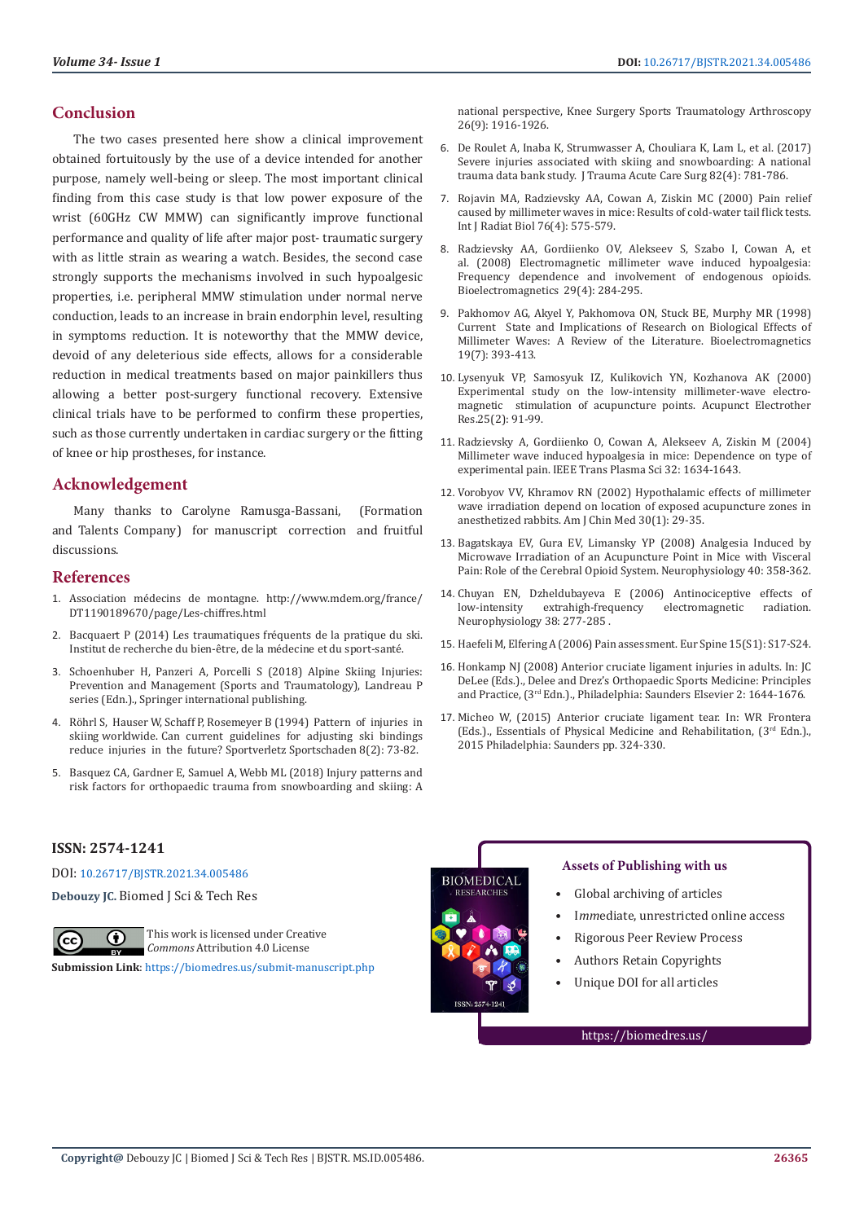## Conclusion

The two cases presented here show a clinical improvement obtained fortuitously by the use of a device intended for another purpose, namely well-being or sleep. The most important clinical finding from this case study is that low power exposure of the wrist (60GHz CW MMW) can significantly improve functional performance and quality of life after major post- traumatic surgery with as little strain as wearing a watch. Besides, the second case strongly supports the mechanisms involved in such hypoalgesic properties, i.e. peripheral MMW stimulation under normal nerve conduction, leads to an increase in brain endorphin level, resulting in symptoms reduction. It is noteworthy that the MMW device, devoid of any deleterious side effects, allows for a considerable reduction in medical treatments based on major painkillers thus allowing a better post-surgery functional recovery. Extensive clinical trials have to be performed to confirm these properties, such as those currently undertaken in cardiac surgery or the fitting of knee or hip prostheses, for instance.

## Acknowledgement

Many thanks to Carolyne Ramusga-Bassani, (Formation and Talents Company) for manuscript correction and fruitful discussions.

## References

1. Association médecins de montagne. http://www.mdem.org/france/DT1190189670/page/Les-chiffres.html
2. Bacquaert P (2014) Les traumatiques fréquents de la pratique du ski. Institut de recherche du bien-être, de la médecine et du sport-santé.
3. Schoenhuber H, Panzeri A, Porcelli S (2018) Alpine Skiing Injuries: Prevention and Management (Sports and Traumatology), Landreau P series (Edn.)., Springer international publishing.
4. Röhrl S, Hauser W, Schaff P, Rosemeyer B (1994) Pattern of injuries in skiing worldwide. Can current guidelines for adjusting ski bindings reduce injuries in the future? Sportverletz Sportschaden 8(2): 73-82.
5. Basquez CA, Gardner E, Samuel A, Webb ML (2018) Injury patterns and risk factors for orthopaedic trauma from snowboarding and skiing: A national perspective, Knee Surgery Sports Traumatology Arthroscopy 26(9): 1916-1926.
6. De Roulet A, Inaba K, Strumwasser A, Chouliara K, Lam L, et al. (2017) Severe injuries associated with skiing and snowboarding: A national trauma data bank study. J Trauma Acute Care Surg 82(4): 781-786.
7. Rojavin MA, Radzievsky AA, Cowan A, Ziskin MC (2000) Pain relief caused by millimeter waves in mice: Results of cold-water tail flick tests. Int J Radiat Biol 76(4): 575-579.
8. Radzievsky AA, Gordiienko OV, Alekseev S, Szabo I, Cowan A, et al. (2008) Electromagnetic millimeter wave induced hypoalgesia: Frequency dependence and involvement of endogenous opioids. Bioelectromagnetics 29(4): 284-295.
9. Pakhomov AG, Akyel Y, Pakhomova ON, Stuck BE, Murphy MR (1998) Current State and Implications of Research on Biological Effects of Millimeter Waves: A Review of the Literature. Bioelectromagnetics 19(7): 393-413.
10. Lysenyuk VP, Samosyuk IZ, Kulikovich YN, Kozhanova AK (2000) Experimental study on the low-intensity millimeter-wave electro-magnetic stimulation of acupuncture points. Acupunct Electrother Res.25(2): 91-99.
11. Radzievsky A, Gordiienko O, Cowan A, Alekseev A, Ziskin M (2004) Millimeter wave induced hypoalgesia in mice: Dependence on type of experimental pain. IEEE Trans Plasma Sci 32: 1634-1643.
12. Vorobyov VV, Khramov RN (2002) Hypothalamic effects of millimeter wave irradiation depend on location of exposed acupuncture zones in anesthetized rabbits. Am J Chin Med 30(1): 29-35.
13. Bagatskaya EV, Gura EV, Limansky YP (2008) Analgesia Induced by Microwave Irradiation of an Acupuncture Point in Mice with Visceral Pain: Role of the Cerebral Opioid System. Neurophysiology 40: 358-362.
14. Chuyan EN, Dzheldubayeva E (2006) Antinociceptive effects of low-intensity extrahigh-frequency electromagnetic radiation. Neurophysiology 38: 277-285 .
15. Haefeli M, Elfering A (2006) Pain assessment. Eur Spine 15(S1): S17-S24.
16. Honkamp NJ (2008) Anterior cruciate ligament injuries in adults. In: JC DeLee (Eds.)., Delee and Drez's Orthopaedic Sports Medicine: Principles and Practice, (3rd Edn.)., Philadelphia: Saunders Elsevier 2: 1644-1676.
17. Micheo W, (2015) Anterior cruciate ligament tear. In: WR Frontera (Eds.)., Essentials of Physical Medicine and Rehabilitation, (3rd Edn.)., 2015 Philadelphia: Saunders pp. 324-330.

**ISSN: 2574-1241**

DOI: 10.26717/BJSTR.2021.34.005486

**Debouzy JC.** Biomed J Sci & Tech Res

This work is licensed under Creative *Commons* Attribution 4.0 License

**Submission Link**: https://biomedres.us/submit-manuscript.php

**Assets of Publishing with us**

- Global archiving of articles
- Immediate, unrestricted online access
- Rigorous Peer Review Process
- Authors Retain Copyrights
- Unique DOI for all articles

https://biomedres.us/